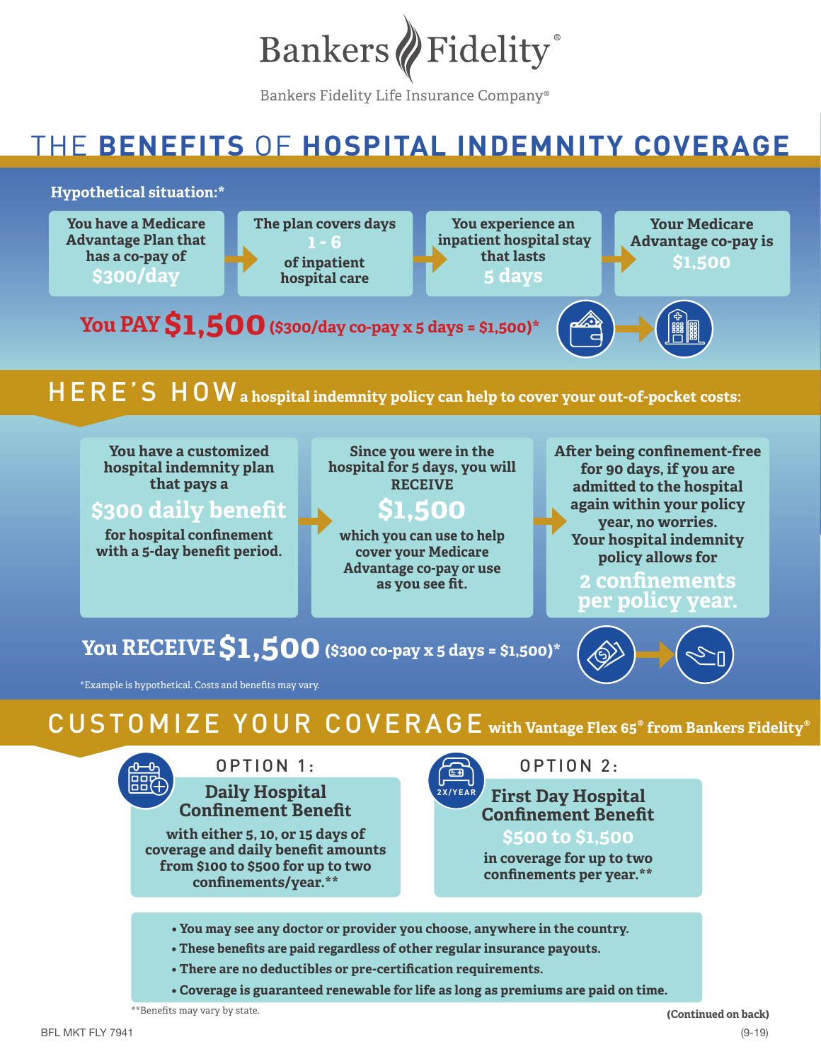# Bankers Fidelity

Bankers Fidelity Life Insurance Company®

## THE BENEFITS OF HOSPITAL INDEMNITY COVERAGE

**Hypothetical situation:***

You have a Medicare Advantage Plan that has a co-pay of **$300/day** → The plan covers days **1 - 6** of inpatient hospital care → You experience an inpatient hospital stay that lasts **5 days** → Your Medicare Advantage co-pay is **$1,500**

**You PAY $1,500** ($300/day co-pay x 5 days = $1,500)*

## HERE'S HOW a hospital indemnity policy can help to cover your out-of-pocket costs:

You have a customized hospital indemnity plan that pays a **$300 daily benefit** for hospital confinement with a 5-day benefit period. → Since you were in the hospital for 5 days, you will RECEIVE **$1,500** which you can use to help cover your Medicare Advantage co-pay or use as you see fit. → After being confinement-free for 90 days, if you are admitted to the hospital again within your policy year, no worries. Your hospital indemnity policy allows for **2 confinements per policy year.**

**You RECEIVE $1,500** ($300 co-pay x 5 days = $1,500)*

*Example is hypothetical. Costs and benefits may vary.

## CUSTOMIZE YOUR COVERAGE with Vantage Flex 65® from Bankers Fidelity®

### OPTION 1: Daily Hospital Confinement Benefit

with either 5, 10, or 15 days of coverage and daily benefit amounts from $100 to $500 for up to two confinements/year.**

### OPTION 2: First Day Hospital Confinement Benefit

2X/YEAR

**$500 to $1,500** in coverage for up to two confinements per year.**

- You may see any doctor or provider you choose, anywhere in the country.
- These benefits are paid regardless of other regular insurance payouts.
- There are no deductibles or pre-certification requirements.
- Coverage is guaranteed renewable for life as long as premiums are paid on time.

**Benefits may vary by state.

(Continued on back)

BFL MKT FLY 7941 (9-19)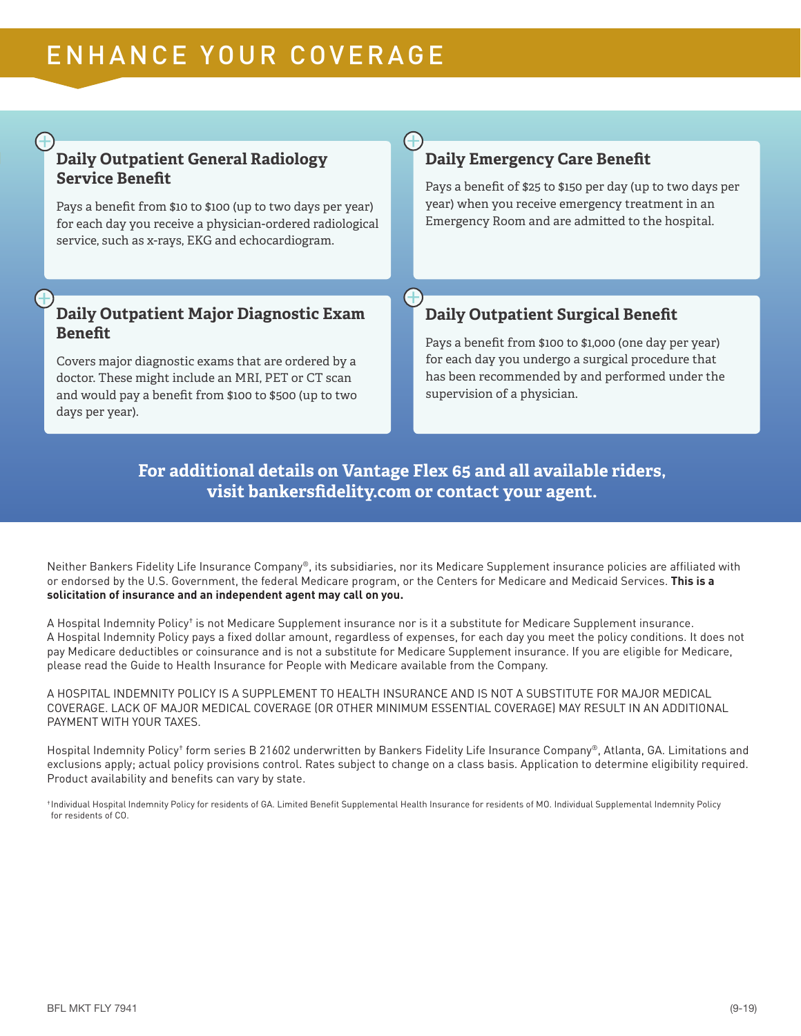# ENHANCE YOUR COVERAGE

### Daily Outpatient General Radiology Service Benefit

Pays a benefit from $10 to $100 (up to two days per year) for each day you receive a physician-ordered radiological service, such as x-rays, EKG and echocardiogram.

### Daily Emergency Care Benefit

Pays a benefit of $25 to $150 per day (up to two days per year) when you receive emergency treatment in an Emergency Room and are admitted to the hospital.

### Daily Outpatient Major Diagnostic Exam Benefit

Covers major diagnostic exams that are ordered by a doctor. These might include an MRI, PET or CT scan and would pay a benefit from $100 to $500 (up to two days per year).

### Daily Outpatient Surgical Benefit

Pays a benefit from $100 to $1,000 (one day per year) for each day you undergo a surgical procedure that has been recommended by and performed under the supervision of a physician.

**For additional details on Vantage Flex 65 and all available riders, visit bankersfidelity.com or contact your agent.**

Neither Bankers Fidelity Life Insurance Company®, its subsidiaries, nor its Medicare Supplement insurance policies are affiliated with or endorsed by the U.S. Government, the federal Medicare program, or the Centers for Medicare and Medicaid Services. **This is a solicitation of insurance and an independent agent may call on you.**

A Hospital Indemnity Policy† is not Medicare Supplement insurance nor is it a substitute for Medicare Supplement insurance. A Hospital Indemnity Policy pays a fixed dollar amount, regardless of expenses, for each day you meet the policy conditions. It does not pay Medicare deductibles or coinsurance and is not a substitute for Medicare Supplement insurance. If you are eligible for Medicare, please read the Guide to Health Insurance for People with Medicare available from the Company.

A HOSPITAL INDEMNITY POLICY IS A SUPPLEMENT TO HEALTH INSURANCE AND IS NOT A SUBSTITUTE FOR MAJOR MEDICAL COVERAGE. LACK OF MAJOR MEDICAL COVERAGE (OR OTHER MINIMUM ESSENTIAL COVERAGE) MAY RESULT IN AN ADDITIONAL PAYMENT WITH YOUR TAXES.

Hospital Indemnity Policy† form series B 21602 underwritten by Bankers Fidelity Life Insurance Company®, Atlanta, GA. Limitations and exclusions apply; actual policy provisions control. Rates subject to change on a class basis. Application to determine eligibility required. Product availability and benefits can vary by state.

†Individual Hospital Indemnity Policy for residents of GA. Limited Benefit Supplemental Health Insurance for residents of MO. Individual Supplemental Indemnity Policy for residents of CO.

BFL MKT FLY 7941 (9-19)